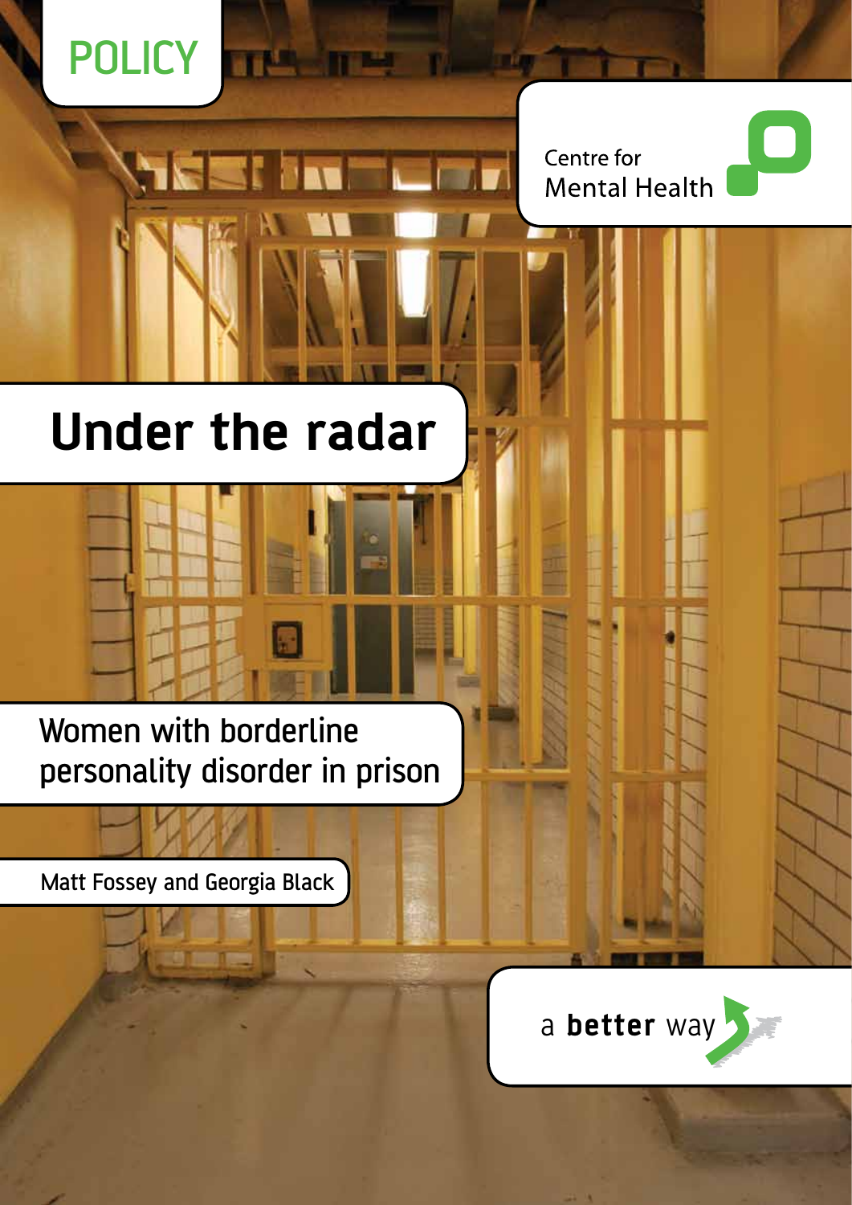POLICY

Centre for Mental Health

# Under the radar

## Women with borderline personality disorder in prison

Matt Fossey and Georgia Black

a **better** way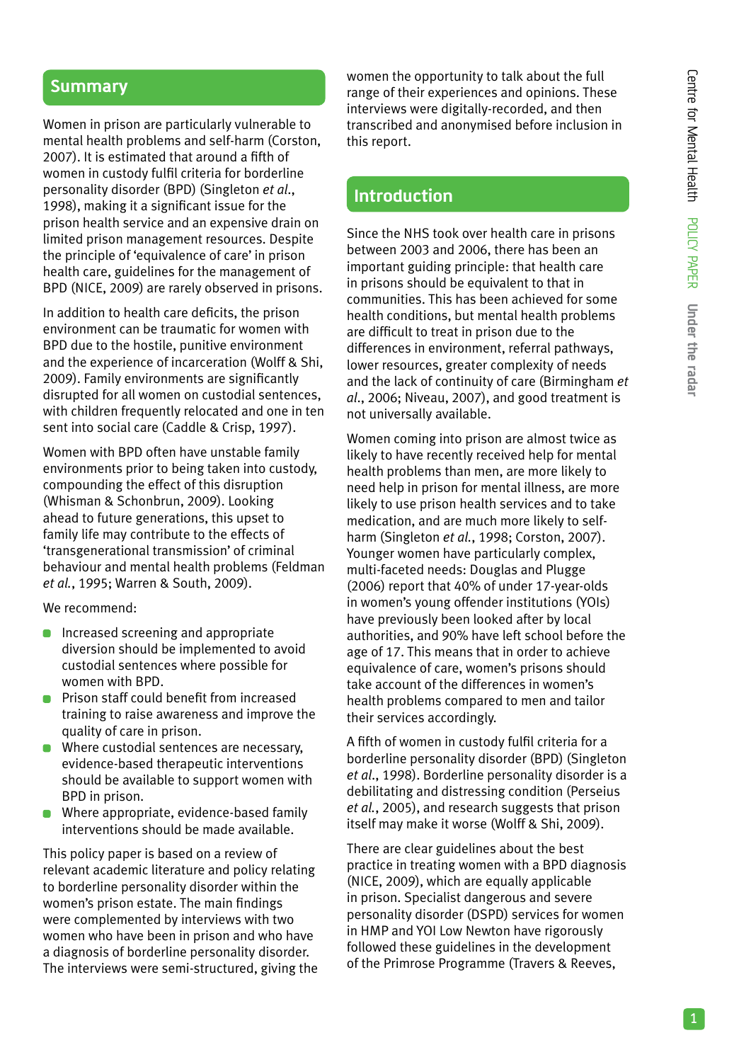## Summary

Women in prison are particularly vulnerable to mental health problems and self-harm (Corston, 2007). It is estimated that around a fifth of women in custody fulfil criteria for borderline personality disorder (BPD) (Singleton *et al.*, 1998), making it a significant issue for the prison health service and an expensive drain on limited prison management resources. Despite the principle of 'equivalence of care' in prison health care, guidelines for the management of BPD (NICE, 2009) are rarely observed in prisons.

In addition to health care deficits, the prison environment can be traumatic for women with BPD due to the hostile, punitive environment and the experience of incarceration (Wolff & Shi, 2009). Family environments are significantly disrupted for all women on custodial sentences, with children frequently relocated and one in ten sent into social care (Caddle & Crisp, 1997).

Women with BPD often have unstable family environments prior to being taken into custody, compounding the effect of this disruption (Whisman & Schonbrun, 2009). Looking ahead to future generations, this upset to family life may contribute to the effects of 'transgenerational transmission' of criminal behaviour and mental health problems (Feldman *et al.*, 1995; Warren & South, 2009).

We recommend:

- Increased screening and appropriate diversion should be implemented to avoid custodial sentences where possible for women with BPD.
- Prison staff could benefit from increased training to raise awareness and improve the quality of care in prison.
- Where custodial sentences are necessary, evidence-based therapeutic interventions should be available to support women with BPD in prison.
- Where appropriate, evidence-based family interventions should be made available.

This policy paper is based on a review of relevant academic literature and policy relating to borderline personality disorder within the women's prison estate. The main findings were complemented by interviews with two women who have been in prison and who have a diagnosis of borderline personality disorder. The interviews were semi-structured, giving the women the opportunity to talk about the full range of their experiences and opinions. These interviews were digitally-recorded, and then transcribed and anonymised before inclusion in this report.

## Introduction

Since the NHS took over health care in prisons between 2003 and 2006, there has been an important guiding principle: that health care in prisons should be equivalent to that in communities. This has been achieved for some health conditions, but mental health problems are difficult to treat in prison due to the differences in environment, referral pathways, lower resources, greater complexity of needs and the lack of continuity of care (Birmingham *et al.*, 2006; Niveau, 2007), and good treatment is not universally available.

Women coming into prison are almost twice as likely to have recently received help for mental health problems than men, are more likely to need help in prison for mental illness, are more likely to use prison health services and to take medication, and are much more likely to self-harm (Singleton *et al.*, 1998; Corston, 2007). Younger women have particularly complex, multi-faceted needs: Douglas and Plugge (2006) report that 40% of under 17-year-olds in women's young offender institutions (YOIs) have previously been looked after by local authorities, and 90% have left school before the age of 17. This means that in order to achieve equivalence of care, women's prisons should take account of the differences in women's health problems compared to men and tailor their services accordingly.

A fifth of women in custody fulfil criteria for a borderline personality disorder (BPD) (Singleton *et al.*, 1998). Borderline personality disorder is a debilitating and distressing condition (Perseius *et al.*, 2005), and research suggests that prison itself may make it worse (Wolff & Shi, 2009).

There are clear guidelines about the best practice in treating women with a BPD diagnosis (NICE, 2009), which are equally applicable in prison. Specialist dangerous and severe personality disorder (DSPD) services for women in HMP and YOI Low Newton have rigorously followed these guidelines in the development of the Primrose Programme (Travers & Reeves,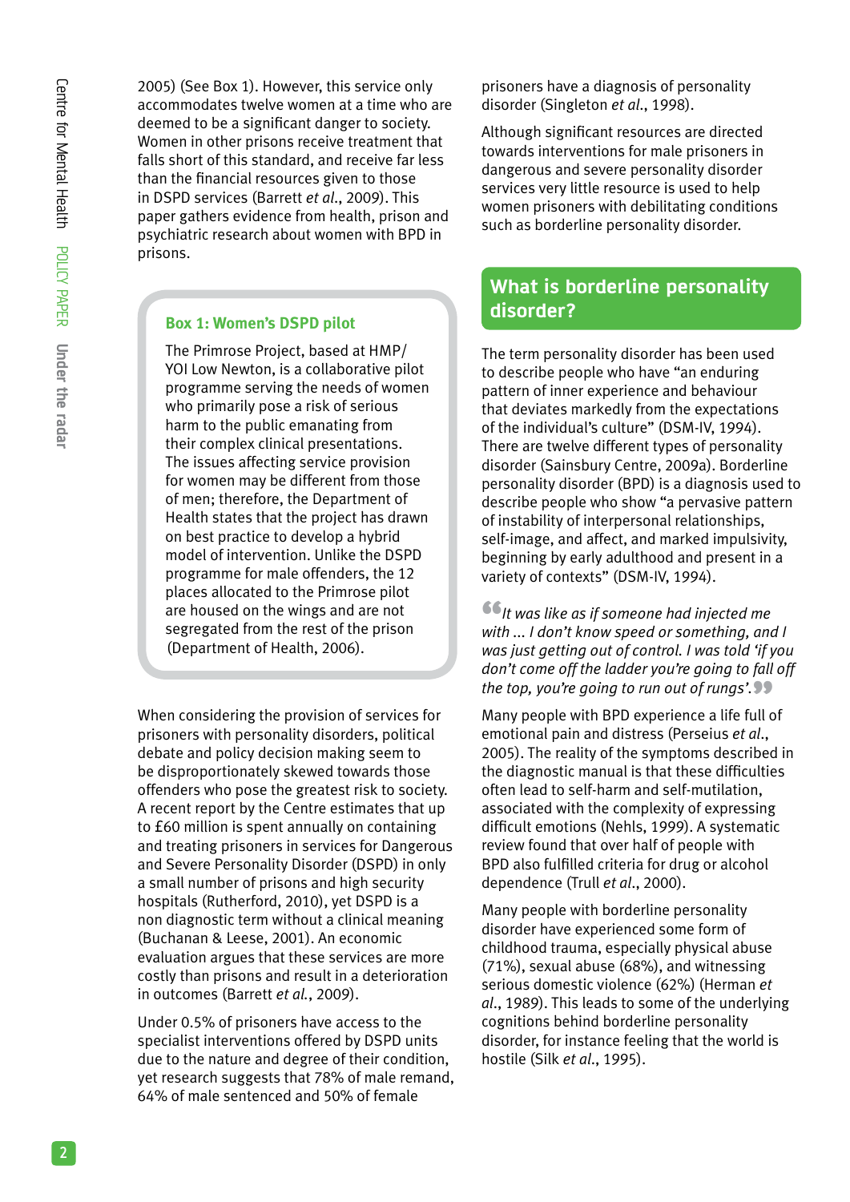2005) (See Box 1). However, this service only accommodates twelve women at a time who are deemed to be a significant danger to society. Women in other prisons receive treatment that falls short of this standard, and receive far less than the financial resources given to those in DSPD services (Barrett *et al*., 2009). This paper gathers evidence from health, prison and psychiatric research about women with BPD in prisons.

> **Box 1: Women's DSPD pilot**
>
> The Primrose Project, based at HMP/YOI Low Newton, is a collaborative pilot programme serving the needs of women who primarily pose a risk of serious harm to the public emanating from their complex clinical presentations. The issues affecting service provision for women may be different from those of men; therefore, the Department of Health states that the project has drawn on best practice to develop a hybrid model of intervention. Unlike the DSPD programme for male offenders, the 12 places allocated to the Primrose pilot are housed on the wings and are not segregated from the rest of the prison (Department of Health, 2006).

When considering the provision of services for prisoners with personality disorders, political debate and policy decision making seem to be disproportionately skewed towards those offenders who pose the greatest risk to society. A recent report by the Centre estimates that up to £60 million is spent annually on containing and treating prisoners in services for Dangerous and Severe Personality Disorder (DSPD) in only a small number of prisons and high security hospitals (Rutherford, 2010), yet DSPD is a non diagnostic term without a clinical meaning (Buchanan & Leese, 2001). An economic evaluation argues that these services are more costly than prisons and result in a deterioration in outcomes (Barrett *et al.*, 2009).

Under 0.5% of prisoners have access to the specialist interventions offered by DSPD units due to the nature and degree of their condition, yet research suggests that 78% of male remand, 64% of male sentenced and 50% of female prisoners have a diagnosis of personality disorder (Singleton *et al*., 1998).

Although significant resources are directed towards interventions for male prisoners in dangerous and severe personality disorder services very little resource is used to help women prisoners with debilitating conditions such as borderline personality disorder.

## What is borderline personality disorder?

The term personality disorder has been used to describe people who have "an enduring pattern of inner experience and behaviour that deviates markedly from the expectations of the individual's culture" (DSM-IV, 1994). There are twelve different types of personality disorder (Sainsbury Centre, 2009a). Borderline personality disorder (BPD) is a diagnosis used to describe people who show "a pervasive pattern of instability of interpersonal relationships, self-image, and affect, and marked impulsivity, beginning by early adulthood and present in a variety of contexts" (DSM-IV, 1994).

> *It was like as if someone had injected me with ... I don't know speed or something, and I was just getting out of control. I was told 'if you don't come off the ladder you're going to fall off the top, you're going to run out of rungs'.*

Many people with BPD experience a life full of emotional pain and distress (Perseius *et al*., 2005). The reality of the symptoms described in the diagnostic manual is that these difficulties often lead to self-harm and self-mutilation, associated with the complexity of expressing difficult emotions (Nehls, 1999). A systematic review found that over half of people with BPD also fulfilled criteria for drug or alcohol dependence (Trull *et al*., 2000).

Many people with borderline personality disorder have experienced some form of childhood trauma, especially physical abuse (71%), sexual abuse (68%), and witnessing serious domestic violence (62%) (Herman *et al*., 1989). This leads to some of the underlying cognitions behind borderline personality disorder, for instance feeling that the world is hostile (Silk *et al*., 1995).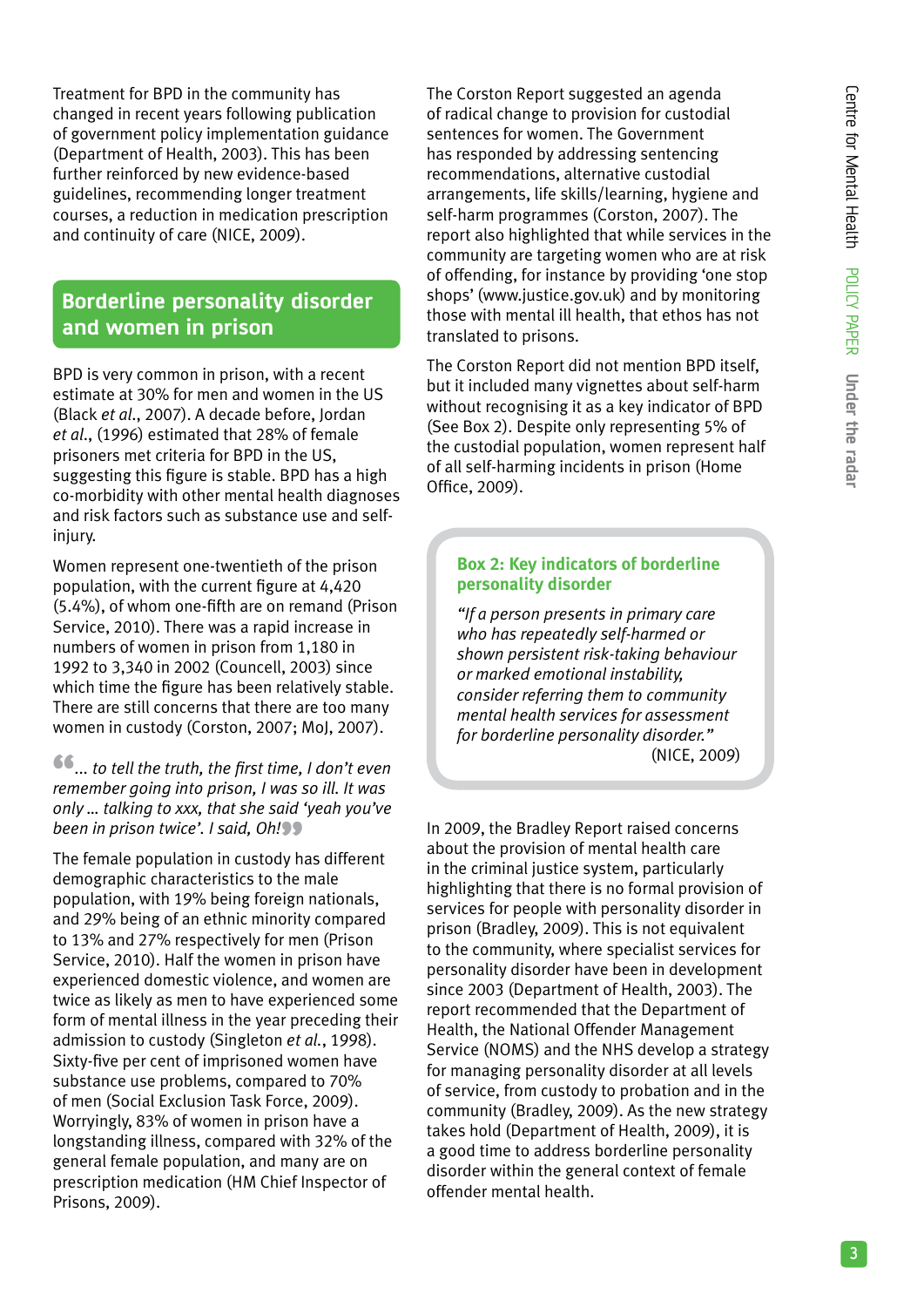Treatment for BPD in the community has changed in recent years following publication of government policy implementation guidance (Department of Health, 2003). This has been further reinforced by new evidence-based guidelines, recommending longer treatment courses, a reduction in medication prescription and continuity of care (NICE, 2009).

## Borderline personality disorder and women in prison

BPD is very common in prison, with a recent estimate at 30% for men and women in the US (Black *et al.*, 2007). A decade before, Jordan *et al.*, (1996) estimated that 28% of female prisoners met criteria for BPD in the US, suggesting this figure is stable. BPD has a high co-morbidity with other mental health diagnoses and risk factors such as substance use and self-injury.

Women represent one-twentieth of the prison population, with the current figure at 4,420 (5.4%), of whom one-fifth are on remand (Prison Service, 2010). There was a rapid increase in numbers of women in prison from 1,180 in 1992 to 3,340 in 2002 (Councell, 2003) since which time the figure has been relatively stable. There are still concerns that there are too many women in custody (Corston, 2007; MoJ, 2007).

> *... to tell the truth, the first time, I don't even remember going into prison, I was so ill. It was only ... talking to xxx, that she said 'yeah you've been in prison twice'. I said, Oh!*

The female population in custody has different demographic characteristics to the male population, with 19% being foreign nationals, and 29% being of an ethnic minority compared to 13% and 27% respectively for men (Prison Service, 2010). Half the women in prison have experienced domestic violence, and women are twice as likely as men to have experienced some form of mental illness in the year preceding their admission to custody (Singleton *et al.*, 1998). Sixty-five per cent of imprisoned women have substance use problems, compared to 70% of men (Social Exclusion Task Force, 2009). Worryingly, 83% of women in prison have a longstanding illness, compared with 32% of the general female population, and many are on prescription medication (HM Chief Inspector of Prisons, 2009).

The Corston Report suggested an agenda of radical change to provision for custodial sentences for women. The Government has responded by addressing sentencing recommendations, alternative custodial arrangements, life skills/learning, hygiene and self-harm programmes (Corston, 2007). The report also highlighted that while services in the community are targeting women who are at risk of offending, for instance by providing 'one stop shops' (www.justice.gov.uk) and by monitoring those with mental ill health, that ethos has not translated to prisons.

The Corston Report did not mention BPD itself, but it included many vignettes about self-harm without recognising it as a key indicator of BPD (See Box 2). Despite only representing 5% of the custodial population, women represent half of all self-harming incidents in prison (Home Office, 2009).

> **Box 2: Key indicators of borderline personality disorder**
>
> *"If a person presents in primary care who has repeatedly self-harmed or shown persistent risk-taking behaviour or marked emotional instability, consider referring them to community mental health services for assessment for borderline personality disorder."*
>
> (NICE, 2009)

In 2009, the Bradley Report raised concerns about the provision of mental health care in the criminal justice system, particularly highlighting that there is no formal provision of services for people with personality disorder in prison (Bradley, 2009). This is not equivalent to the community, where specialist services for personality disorder have been in development since 2003 (Department of Health, 2003). The report recommended that the Department of Health, the National Offender Management Service (NOMS) and the NHS develop a strategy for managing personality disorder at all levels of service, from custody to probation and in the community (Bradley, 2009). As the new strategy takes hold (Department of Health, 2009), it is a good time to address borderline personality disorder within the general context of female offender mental health.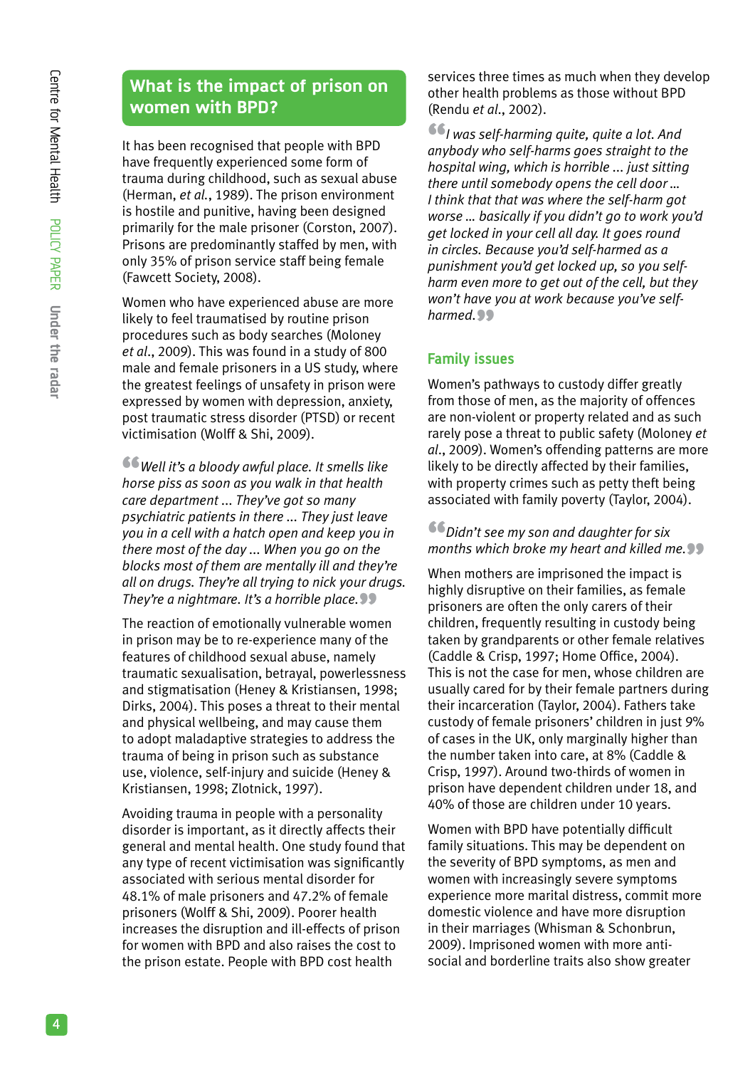## What is the impact of prison on women with BPD?

It has been recognised that people with BPD have frequently experienced some form of trauma during childhood, such as sexual abuse (Herman, *et al.*, 1989). The prison environment is hostile and punitive, having been designed primarily for the male prisoner (Corston, 2007). Prisons are predominantly staffed by men, with only 35% of prison service staff being female (Fawcett Society, 2008).

Women who have experienced abuse are more likely to feel traumatised by routine prison procedures such as body searches (Moloney *et al*., 2009). This was found in a study of 800 male and female prisoners in a US study, where the greatest feelings of unsafety in prison were expressed by women with depression, anxiety, post traumatic stress disorder (PTSD) or recent victimisation (Wolff & Shi, 2009).

> *Well it's a bloody awful place. It smells like horse piss as soon as you walk in that health care department ... They've got so many psychiatric patients in there ... They just leave you in a cell with a hatch open and keep you in there most of the day ... When you go on the blocks most of them are mentally ill and they're all on drugs. They're all trying to nick your drugs. They're a nightmare. It's a horrible place.*

The reaction of emotionally vulnerable women in prison may be to re-experience many of the features of childhood sexual abuse, namely traumatic sexualisation, betrayal, powerlessness and stigmatisation (Heney & Kristiansen, 1998; Dirks, 2004). This poses a threat to their mental and physical wellbeing, and may cause them to adopt maladaptive strategies to address the trauma of being in prison such as substance use, violence, self-injury and suicide (Heney & Kristiansen, 1998; Zlotnick, 1997).

Avoiding trauma in people with a personality disorder is important, as it directly affects their general and mental health. One study found that any type of recent victimisation was significantly associated with serious mental disorder for 48.1% of male prisoners and 47.2% of female prisoners (Wolff & Shi, 2009). Poorer health increases the disruption and ill-effects of prison for women with BPD and also raises the cost to the prison estate. People with BPD cost health services three times as much when they develop other health problems as those without BPD (Rendu *et al*., 2002).

> *I was self-harming quite, quite a lot. And anybody who self-harms goes straight to the hospital wing, which is horrible ... just sitting there until somebody opens the cell door ... I think that that was where the self-harm got worse ... basically if you didn't go to work you'd get locked in your cell all day. It goes round in circles. Because you'd self-harmed as a punishment you'd get locked up, so you self-harm even more to get out of the cell, but they won't have you at work because you've self-harmed.*

### Family issues

Women's pathways to custody differ greatly from those of men, as the majority of offences are non-violent or property related and as such rarely pose a threat to public safety (Moloney *et al*., 2009). Women's offending patterns are more likely to be directly affected by their families, with property crimes such as petty theft being associated with family poverty (Taylor, 2004).

> *Didn't see my son and daughter for six months which broke my heart and killed me.*

When mothers are imprisoned the impact is highly disruptive on their families, as female prisoners are often the only carers of their children, frequently resulting in custody being taken by grandparents or other female relatives (Caddle & Crisp, 1997; Home Office, 2004). This is not the case for men, whose children are usually cared for by their female partners during their incarceration (Taylor, 2004). Fathers take custody of female prisoners' children in just 9% of cases in the UK, only marginally higher than the number taken into care, at 8% (Caddle & Crisp, 1997). Around two-thirds of women in prison have dependent children under 18, and 40% of those are children under 10 years.

Women with BPD have potentially difficult family situations. This may be dependent on the severity of BPD symptoms, as men and women with increasingly severe symptoms experience more marital distress, commit more domestic violence and have more disruption in their marriages (Whisman & Schonbrun, 2009). Imprisoned women with more anti-social and borderline traits also show greater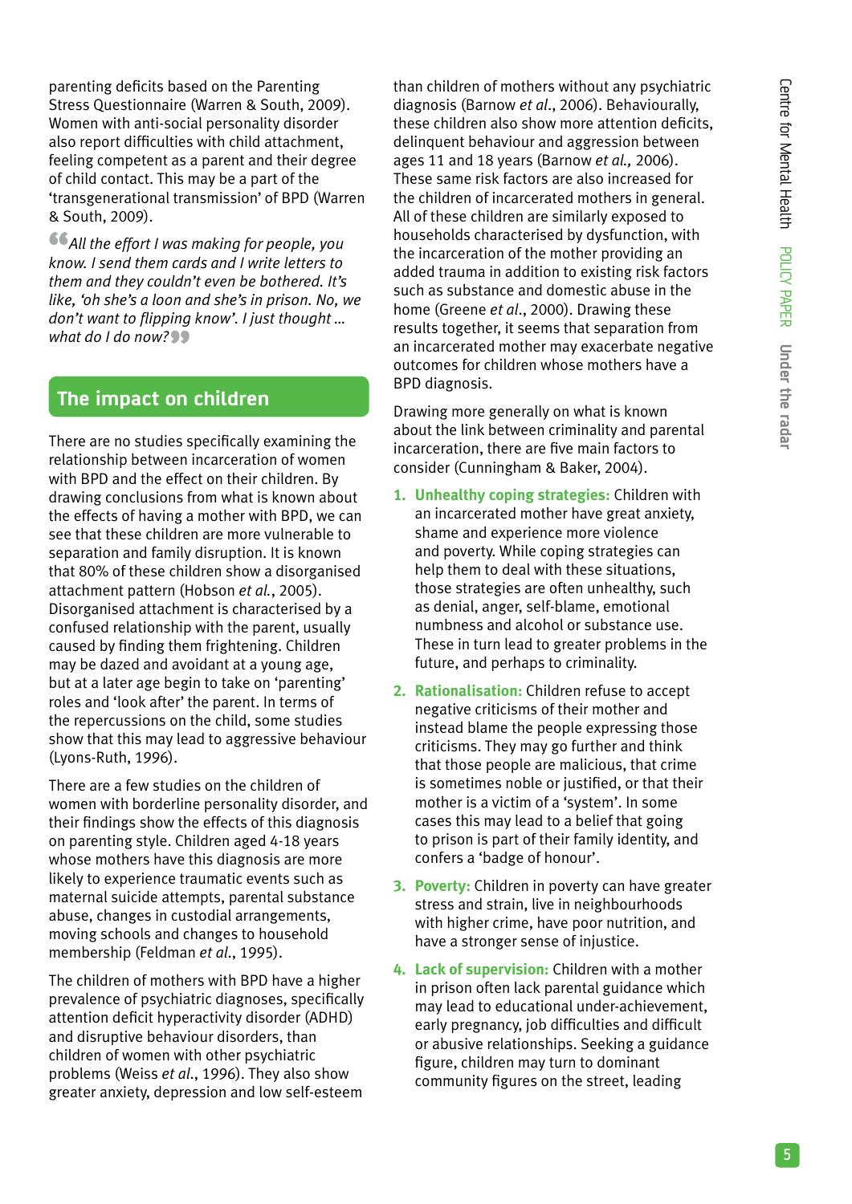parenting deficits based on the Parenting Stress Questionnaire (Warren & South, 2009). Women with anti-social personality disorder also report difficulties with child attachment, feeling competent as a parent and their degree of child contact. This may be a part of the 'transgenerational transmission' of BPD (Warren & South, 2009).

> *All the effort I was making for people, you know. I send them cards and I write letters to them and they couldn't even be bothered. It's like, 'oh she's a loon and she's in prison. No, we don't want to flipping know'. I just thought … what do I do now?*

## The impact on children

There are no studies specifically examining the relationship between incarceration of women with BPD and the effect on their children. By drawing conclusions from what is known about the effects of having a mother with BPD, we can see that these children are more vulnerable to separation and family disruption. It is known that 80% of these children show a disorganised attachment pattern (Hobson *et al.*, 2005). Disorganised attachment is characterised by a confused relationship with the parent, usually caused by finding them frightening. Children may be dazed and avoidant at a young age, but at a later age begin to take on 'parenting' roles and 'look after' the parent. In terms of the repercussions on the child, some studies show that this may lead to aggressive behaviour (Lyons-Ruth, 1996).

There are a few studies on the children of women with borderline personality disorder, and their findings show the effects of this diagnosis on parenting style. Children aged 4-18 years whose mothers have this diagnosis are more likely to experience traumatic events such as maternal suicide attempts, parental substance abuse, changes in custodial arrangements, moving schools and changes to household membership (Feldman *et al.*, 1995).

The children of mothers with BPD have a higher prevalence of psychiatric diagnoses, specifically attention deficit hyperactivity disorder (ADHD) and disruptive behaviour disorders, than children of women with other psychiatric problems (Weiss *et al.*, 1996). They also show greater anxiety, depression and low self-esteem than children of mothers without any psychiatric diagnosis (Barnow *et al.*, 2006). Behaviourally, these children also show more attention deficits, delinquent behaviour and aggression between ages 11 and 18 years (Barnow *et al.,* 2006). These same risk factors are also increased for the children of incarcerated mothers in general. All of these children are similarly exposed to households characterised by dysfunction, with the incarceration of the mother providing an added trauma in addition to existing risk factors such as substance and domestic abuse in the home (Greene *et al.*, 2000). Drawing these results together, it seems that separation from an incarcerated mother may exacerbate negative outcomes for children whose mothers have a BPD diagnosis.

Drawing more generally on what is known about the link between criminality and parental incarceration, there are five main factors to consider (Cunningham & Baker, 2004).

1. **Unhealthy coping strategies:** Children with an incarcerated mother have great anxiety, shame and experience more violence and poverty. While coping strategies can help them to deal with these situations, those strategies are often unhealthy, such as denial, anger, self-blame, emotional numbness and alcohol or substance use. These in turn lead to greater problems in the future, and perhaps to criminality.
2. **Rationalisation:** Children refuse to accept negative criticisms of their mother and instead blame the people expressing those criticisms. They may go further and think that those people are malicious, that crime is sometimes noble or justified, or that their mother is a victim of a 'system'. In some cases this may lead to a belief that going to prison is part of their family identity, and confers a 'badge of honour'.
3. **Poverty:** Children in poverty can have greater stress and strain, live in neighbourhoods with higher crime, have poor nutrition, and have a stronger sense of injustice.
4. **Lack of supervision:** Children with a mother in prison often lack parental guidance which may lead to educational under-achievement, early pregnancy, job difficulties and difficult or abusive relationships. Seeking a guidance figure, children may turn to dominant community figures on the street, leading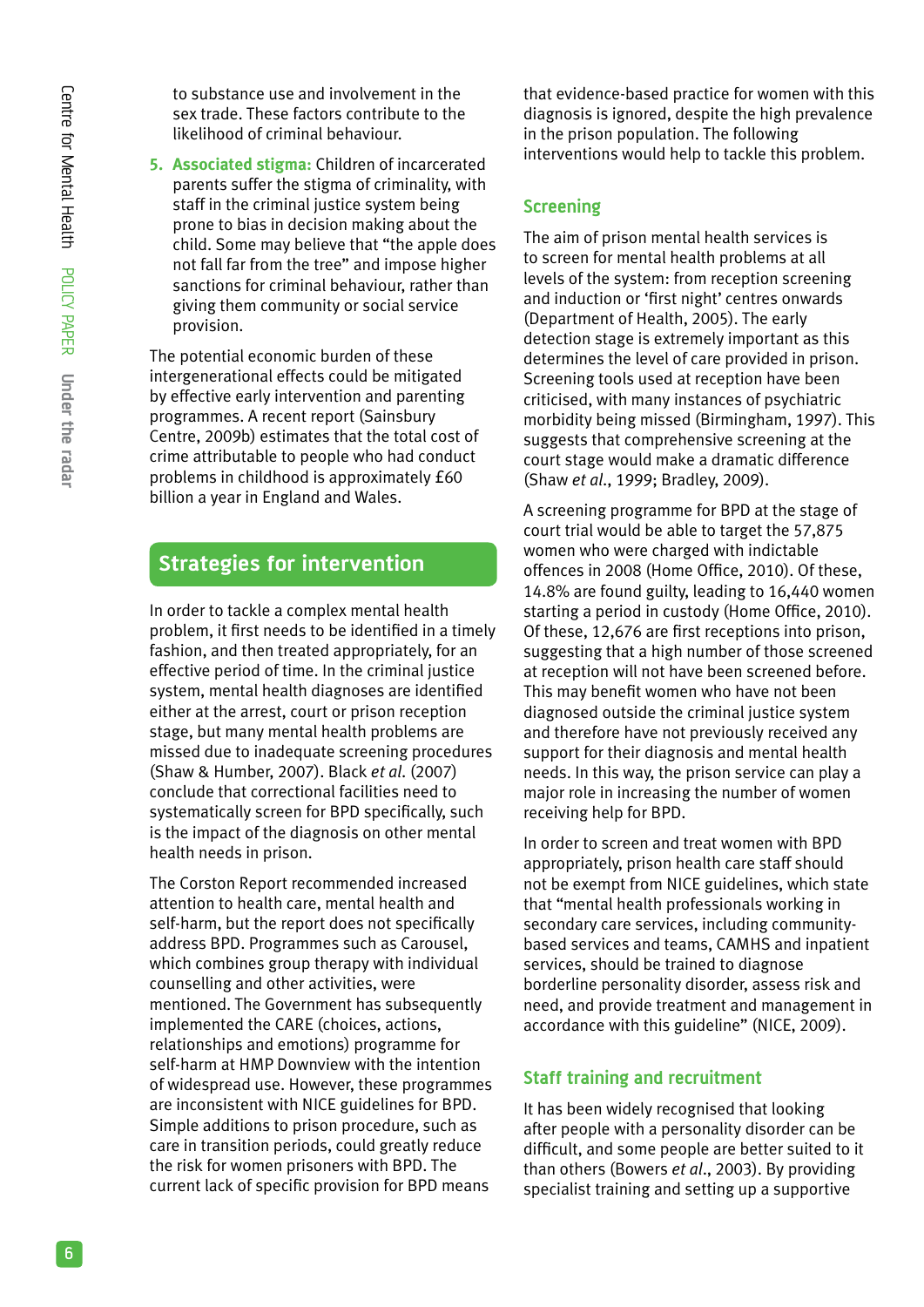to substance use and involvement in the sex trade. These factors contribute to the likelihood of criminal behaviour.

5. **Associated stigma:** Children of incarcerated parents suffer the stigma of criminality, with staff in the criminal justice system being prone to bias in decision making about the child. Some may believe that "the apple does not fall far from the tree" and impose higher sanctions for criminal behaviour, rather than giving them community or social service provision.

The potential economic burden of these intergenerational effects could be mitigated by effective early intervention and parenting programmes. A recent report (Sainsbury Centre, 2009b) estimates that the total cost of crime attributable to people who had conduct problems in childhood is approximately £60 billion a year in England and Wales.

## Strategies for intervention

In order to tackle a complex mental health problem, it first needs to be identified in a timely fashion, and then treated appropriately, for an effective period of time. In the criminal justice system, mental health diagnoses are identified either at the arrest, court or prison reception stage, but many mental health problems are missed due to inadequate screening procedures (Shaw & Humber, 2007). Black *et al.* (2007) conclude that correctional facilities need to systematically screen for BPD specifically, such is the impact of the diagnosis on other mental health needs in prison.

The Corston Report recommended increased attention to health care, mental health and self-harm, but the report does not specifically address BPD. Programmes such as Carousel, which combines group therapy with individual counselling and other activities, were mentioned. The Government has subsequently implemented the CARE (choices, actions, relationships and emotions) programme for self-harm at HMP Downview with the intention of widespread use. However, these programmes are inconsistent with NICE guidelines for BPD. Simple additions to prison procedure, such as care in transition periods, could greatly reduce the risk for women prisoners with BPD. The current lack of specific provision for BPD means that evidence-based practice for women with this diagnosis is ignored, despite the high prevalence in the prison population. The following interventions would help to tackle this problem.

### Screening

The aim of prison mental health services is to screen for mental health problems at all levels of the system: from reception screening and induction or 'first night' centres onwards (Department of Health, 2005). The early detection stage is extremely important as this determines the level of care provided in prison. Screening tools used at reception have been criticised, with many instances of psychiatric morbidity being missed (Birmingham, 1997). This suggests that comprehensive screening at the court stage would make a dramatic difference (Shaw *et al.*, 1999; Bradley, 2009).

A screening programme for BPD at the stage of court trial would be able to target the 57,875 women who were charged with indictable offences in 2008 (Home Office, 2010). Of these, 14.8% are found guilty, leading to 16,440 women starting a period in custody (Home Office, 2010). Of these, 12,676 are first receptions into prison, suggesting that a high number of those screened at reception will not have been screened before. This may benefit women who have not been diagnosed outside the criminal justice system and therefore have not previously received any support for their diagnosis and mental health needs. In this way, the prison service can play a major role in increasing the number of women receiving help for BPD.

In order to screen and treat women with BPD appropriately, prison health care staff should not be exempt from NICE guidelines, which state that "mental health professionals working in secondary care services, including community-based services and teams, CAMHS and inpatient services, should be trained to diagnose borderline personality disorder, assess risk and need, and provide treatment and management in accordance with this guideline" (NICE, 2009).

### Staff training and recruitment

It has been widely recognised that looking after people with a personality disorder can be difficult, and some people are better suited to it than others (Bowers *et al.*, 2003). By providing specialist training and setting up a supportive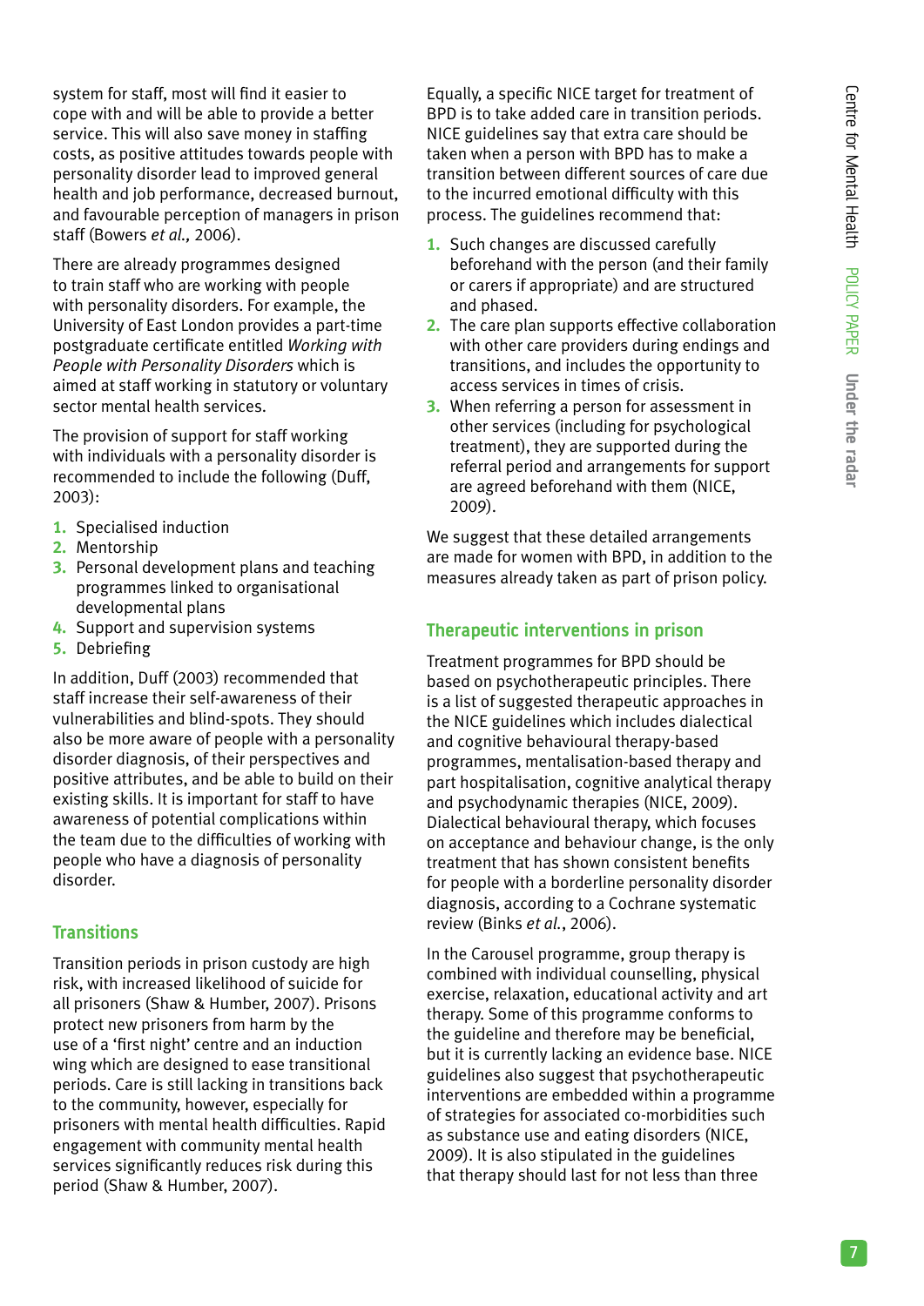system for staff, most will find it easier to cope with and will be able to provide a better service. This will also save money in staffing costs, as positive attitudes towards people with personality disorder lead to improved general health and job performance, decreased burnout, and favourable perception of managers in prison staff (Bowers *et al.,* 2006).

There are already programmes designed to train staff who are working with people with personality disorders. For example, the University of East London provides a part-time postgraduate certificate entitled *Working with People with Personality Disorders* which is aimed at staff working in statutory or voluntary sector mental health services.

The provision of support for staff working with individuals with a personality disorder is recommended to include the following (Duff, 2003):

1. Specialised induction
2. Mentorship
3. Personal development plans and teaching programmes linked to organisational developmental plans
4. Support and supervision systems
5. Debriefing

In addition, Duff (2003) recommended that staff increase their self-awareness of their vulnerabilities and blind-spots. They should also be more aware of people with a personality disorder diagnosis, of their perspectives and positive attributes, and be able to build on their existing skills. It is important for staff to have awareness of potential complications within the team due to the difficulties of working with people who have a diagnosis of personality disorder.

## Transitions

Transition periods in prison custody are high risk, with increased likelihood of suicide for all prisoners (Shaw & Humber, 2007). Prisons protect new prisoners from harm by the use of a 'first night' centre and an induction wing which are designed to ease transitional periods. Care is still lacking in transitions back to the community, however, especially for prisoners with mental health difficulties. Rapid engagement with community mental health services significantly reduces risk during this period (Shaw & Humber, 2007).

Equally, a specific NICE target for treatment of BPD is to take added care in transition periods. NICE guidelines say that extra care should be taken when a person with BPD has to make a transition between different sources of care due to the incurred emotional difficulty with this process. The guidelines recommend that:

1. Such changes are discussed carefully beforehand with the person (and their family or carers if appropriate) and are structured and phased.
2. The care plan supports effective collaboration with other care providers during endings and transitions, and includes the opportunity to access services in times of crisis.
3. When referring a person for assessment in other services (including for psychological treatment), they are supported during the referral period and arrangements for support are agreed beforehand with them (NICE, 2009).

We suggest that these detailed arrangements are made for women with BPD, in addition to the measures already taken as part of prison policy.

## Therapeutic interventions in prison

Treatment programmes for BPD should be based on psychotherapeutic principles. There is a list of suggested therapeutic approaches in the NICE guidelines which includes dialectical and cognitive behavioural therapy-based programmes, mentalisation-based therapy and part hospitalisation, cognitive analytical therapy and psychodynamic therapies (NICE, 2009). Dialectical behavioural therapy, which focuses on acceptance and behaviour change, is the only treatment that has shown consistent benefits for people with a borderline personality disorder diagnosis, according to a Cochrane systematic review (Binks *et al.*, 2006).

In the Carousel programme, group therapy is combined with individual counselling, physical exercise, relaxation, educational activity and art therapy. Some of this programme conforms to the guideline and therefore may be beneficial, but it is currently lacking an evidence base. NICE guidelines also suggest that psychotherapeutic interventions are embedded within a programme of strategies for associated co-morbidities such as substance use and eating disorders (NICE, 2009). It is also stipulated in the guidelines that therapy should last for not less than three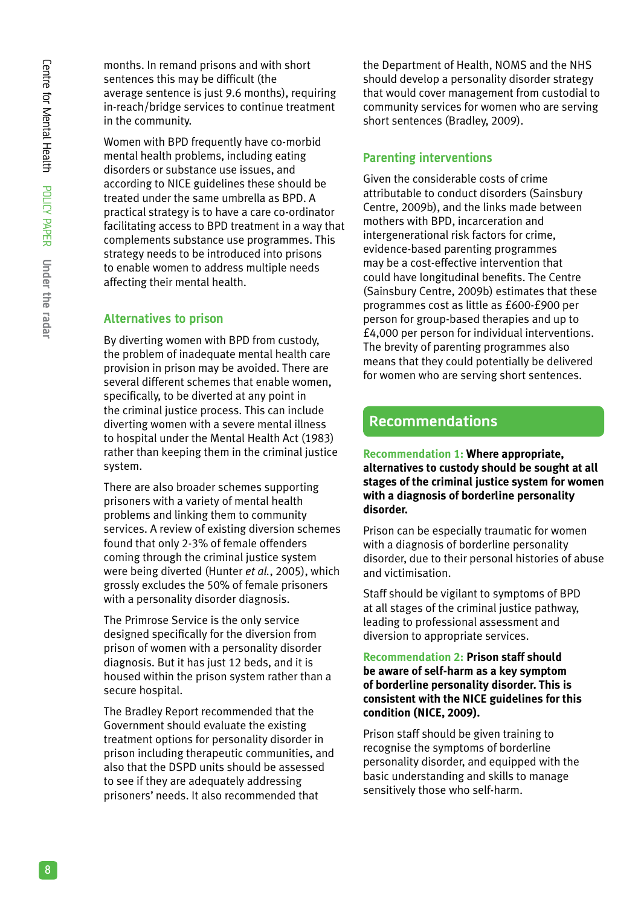months. In remand prisons and with short sentences this may be difficult (the average sentence is just 9.6 months), requiring in-reach/bridge services to continue treatment in the community.

Women with BPD frequently have co-morbid mental health problems, including eating disorders or substance use issues, and according to NICE guidelines these should be treated under the same umbrella as BPD. A practical strategy is to have a care co-ordinator facilitating access to BPD treatment in a way that complements substance use programmes. This strategy needs to be introduced into prisons to enable women to address multiple needs affecting their mental health.

### Alternatives to prison

By diverting women with BPD from custody, the problem of inadequate mental health care provision in prison may be avoided. There are several different schemes that enable women, specifically, to be diverted at any point in the criminal justice process. This can include diverting women with a severe mental illness to hospital under the Mental Health Act (1983) rather than keeping them in the criminal justice system.

There are also broader schemes supporting prisoners with a variety of mental health problems and linking them to community services. A review of existing diversion schemes found that only 2-3% of female offenders coming through the criminal justice system were being diverted (Hunter *et al.*, 2005), which grossly excludes the 50% of female prisoners with a personality disorder diagnosis.

The Primrose Service is the only service designed specifically for the diversion from prison of women with a personality disorder diagnosis. But it has just 12 beds, and it is housed within the prison system rather than a secure hospital.

The Bradley Report recommended that the Government should evaluate the existing treatment options for personality disorder in prison including therapeutic communities, and also that the DSPD units should be assessed to see if they are adequately addressing prisoners' needs. It also recommended that the Department of Health, NOMS and the NHS should develop a personality disorder strategy that would cover management from custodial to community services for women who are serving short sentences (Bradley, 2009).

### Parenting interventions

Given the considerable costs of crime attributable to conduct disorders (Sainsbury Centre, 2009b), and the links made between mothers with BPD, incarceration and intergenerational risk factors for crime, evidence-based parenting programmes may be a cost-effective intervention that could have longitudinal benefits. The Centre (Sainsbury Centre, 2009b) estimates that these programmes cost as little as £600-£900 per person for group-based therapies and up to £4,000 per person for individual interventions. The brevity of parenting programmes also means that they could potentially be delivered for women who are serving short sentences.

## Recommendations

**Recommendation 1: Where appropriate, alternatives to custody should be sought at all stages of the criminal justice system for women with a diagnosis of borderline personality disorder.**

Prison can be especially traumatic for women with a diagnosis of borderline personality disorder, due to their personal histories of abuse and victimisation.

Staff should be vigilant to symptoms of BPD at all stages of the criminal justice pathway, leading to professional assessment and diversion to appropriate services.

**Recommendation 2: Prison staff should be aware of self-harm as a key symptom of borderline personality disorder. This is consistent with the NICE guidelines for this condition (NICE, 2009).**

Prison staff should be given training to recognise the symptoms of borderline personality disorder, and equipped with the basic understanding and skills to manage sensitively those who self-harm.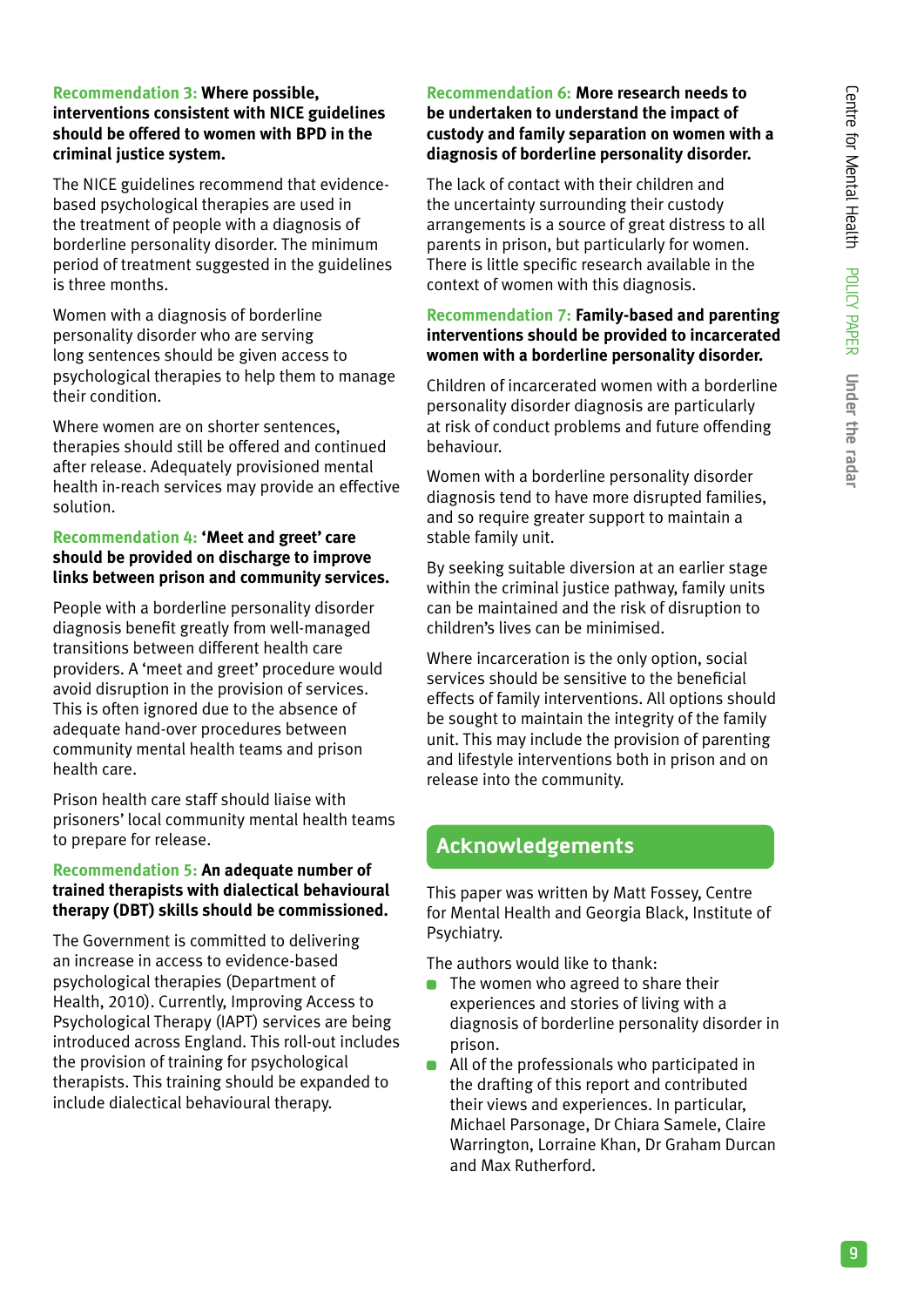**Recommendation 3: Where possible, interventions consistent with NICE guidelines should be offered to women with BPD in the criminal justice system.**

The NICE guidelines recommend that evidence-based psychological therapies are used in the treatment of people with a diagnosis of borderline personality disorder. The minimum period of treatment suggested in the guidelines is three months.

Women with a diagnosis of borderline personality disorder who are serving long sentences should be given access to psychological therapies to help them to manage their condition.

Where women are on shorter sentences, therapies should still be offered and continued after release. Adequately provisioned mental health in-reach services may provide an effective solution.

**Recommendation 4: 'Meet and greet' care should be provided on discharge to improve links between prison and community services.**

People with a borderline personality disorder diagnosis benefit greatly from well-managed transitions between different health care providers. A 'meet and greet' procedure would avoid disruption in the provision of services. This is often ignored due to the absence of adequate hand-over procedures between community mental health teams and prison health care.

Prison health care staff should liaise with prisoners' local community mental health teams to prepare for release.

**Recommendation 5: An adequate number of trained therapists with dialectical behavioural therapy (DBT) skills should be commissioned.**

The Government is committed to delivering an increase in access to evidence-based psychological therapies (Department of Health, 2010). Currently, Improving Access to Psychological Therapy (IAPT) services are being introduced across England. This roll-out includes the provision of training for psychological therapists. This training should be expanded to include dialectical behavioural therapy.

**Recommendation 6: More research needs to be undertaken to understand the impact of custody and family separation on women with a diagnosis of borderline personality disorder.**

The lack of contact with their children and the uncertainty surrounding their custody arrangements is a source of great distress to all parents in prison, but particularly for women. There is little specific research available in the context of women with this diagnosis.

**Recommendation 7: Family-based and parenting interventions should be provided to incarcerated women with a borderline personality disorder.**

Children of incarcerated women with a borderline personality disorder diagnosis are particularly at risk of conduct problems and future offending behaviour.

Women with a borderline personality disorder diagnosis tend to have more disrupted families, and so require greater support to maintain a stable family unit.

By seeking suitable diversion at an earlier stage within the criminal justice pathway, family units can be maintained and the risk of disruption to children's lives can be minimised.

Where incarceration is the only option, social services should be sensitive to the beneficial effects of family interventions. All options should be sought to maintain the integrity of the family unit. This may include the provision of parenting and lifestyle interventions both in prison and on release into the community.

## Acknowledgements

This paper was written by Matt Fossey, Centre for Mental Health and Georgia Black, Institute of Psychiatry.

The authors would like to thank:

- The women who agreed to share their experiences and stories of living with a diagnosis of borderline personality disorder in prison.
- All of the professionals who participated in the drafting of this report and contributed their views and experiences. In particular, Michael Parsonage, Dr Chiara Samele, Claire Warrington, Lorraine Khan, Dr Graham Durcan and Max Rutherford.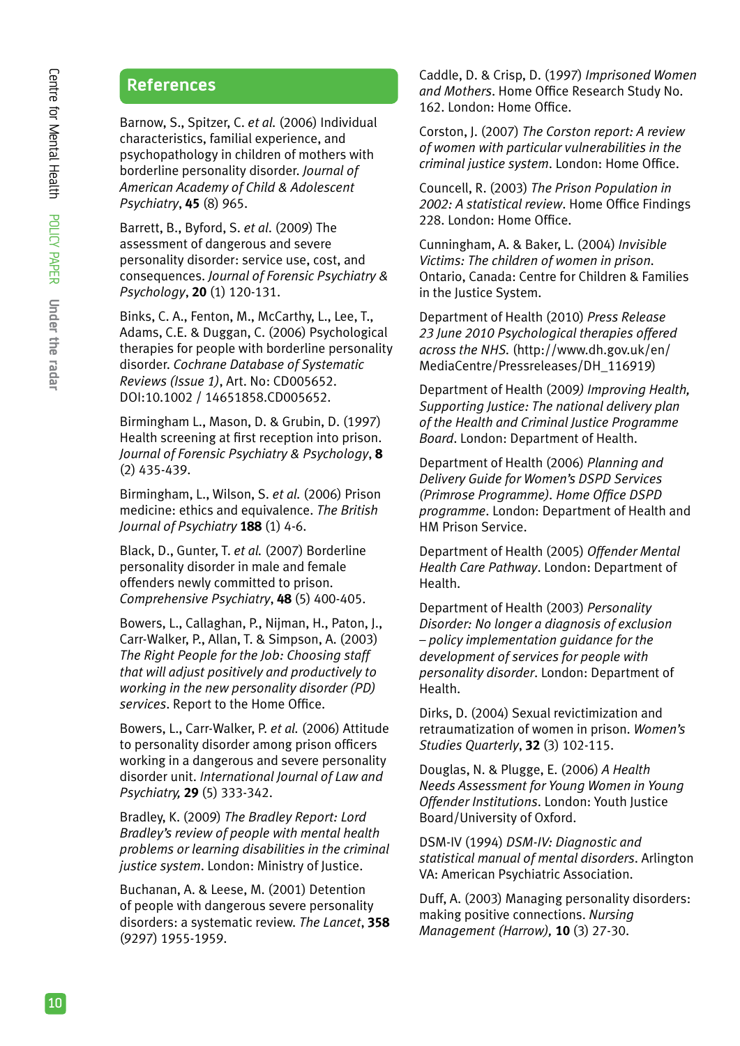## References

Barnow, S., Spitzer, C. *et al.* (2006) Individual characteristics, familial experience, and psychopathology in children of mothers with borderline personality disorder. *Journal of American Academy of Child & Adolescent Psychiatry*, **45** (8) 965.

Barrett, B., Byford, S. *et al.* (2009) The assessment of dangerous and severe personality disorder: service use, cost, and consequences. *Journal of Forensic Psychiatry & Psychology*, **20** (1) 120-131.

Binks, C. A., Fenton, M., McCarthy, L., Lee, T., Adams, C.E. & Duggan, C. (2006) Psychological therapies for people with borderline personality disorder. *Cochrane Database of Systematic Reviews (Issue 1)*, Art. No: CD005652. DOI:10.1002 / 14651858.CD005652.

Birmingham L., Mason, D. & Grubin, D. (1997) Health screening at first reception into prison. *Journal of Forensic Psychiatry & Psychology*, **8** (2) 435-439.

Birmingham, L., Wilson, S. *et al.* (2006) Prison medicine: ethics and equivalence. *The British Journal of Psychiatry* **188** (1) 4-6.

Black, D., Gunter, T. *et al.* (2007) Borderline personality disorder in male and female offenders newly committed to prison. *Comprehensive Psychiatry*, **48** (5) 400-405.

Bowers, L., Callaghan, P., Nijman, H., Paton, J., Carr-Walker, P., Allan, T. & Simpson, A. (2003) *The Right People for the Job: Choosing staff that will adjust positively and productively to working in the new personality disorder (PD) services*. Report to the Home Office.

Bowers, L., Carr-Walker, P. *et al.* (2006) Attitude to personality disorder among prison officers working in a dangerous and severe personality disorder unit. *International Journal of Law and Psychiatry,* **29** (5) 333-342.

Bradley, K. (2009) *The Bradley Report: Lord Bradley's review of people with mental health problems or learning disabilities in the criminal justice system*. London: Ministry of Justice.

Buchanan, A. & Leese, M. (2001) Detention of people with dangerous severe personality disorders: a systematic review. *The Lancet*, **358** (9297) 1955-1959.

Caddle, D. & Crisp, D. (1997) *Imprisoned Women and Mothers*. Home Office Research Study No. 162. London: Home Office.

Corston, J. (2007) *The Corston report: A review of women with particular vulnerabilities in the criminal justice system*. London: Home Office.

Councell, R. (2003) *The Prison Population in 2002: A statistical review*. Home Office Findings 228. London: Home Office.

Cunningham, A. & Baker, L. (2004) *Invisible Victims: The children of women in prison*. Ontario, Canada: Centre for Children & Families in the Justice System.

Department of Health (2010) *Press Release 23 June 2010 Psychological therapies offered across the NHS*. (http://www.dh.gov.uk/en/MediaCentre/Pressreleases/DH_116919)

Department of Health (2009*) Improving Health, Supporting Justice: The national delivery plan of the Health and Criminal Justice Programme Board*. London: Department of Health.

Department of Health (2006) *Planning and Delivery Guide for Women's DSPD Services (Primrose Programme). Home Office DSPD programme*. London: Department of Health and HM Prison Service.

Department of Health (2005) *Offender Mental Health Care Pathway*. London: Department of Health.

Department of Health (2003) *Personality Disorder: No longer a diagnosis of exclusion – policy implementation guidance for the development of services for people with personality disorder*. London: Department of Health.

Dirks, D. (2004) Sexual revictimization and retraumatization of women in prison. *Women's Studies Quarterly*, **32** (3) 102-115.

Douglas, N. & Plugge, E. (2006) *A Health Needs Assessment for Young Women in Young Offender Institutions*. London: Youth Justice Board/University of Oxford.

DSM-IV (1994) *DSM-IV: Diagnostic and statistical manual of mental disorders*. Arlington VA: American Psychiatric Association.

Duff, A. (2003) Managing personality disorders: making positive connections. *Nursing Management (Harrow),* **10** (3) 27-30.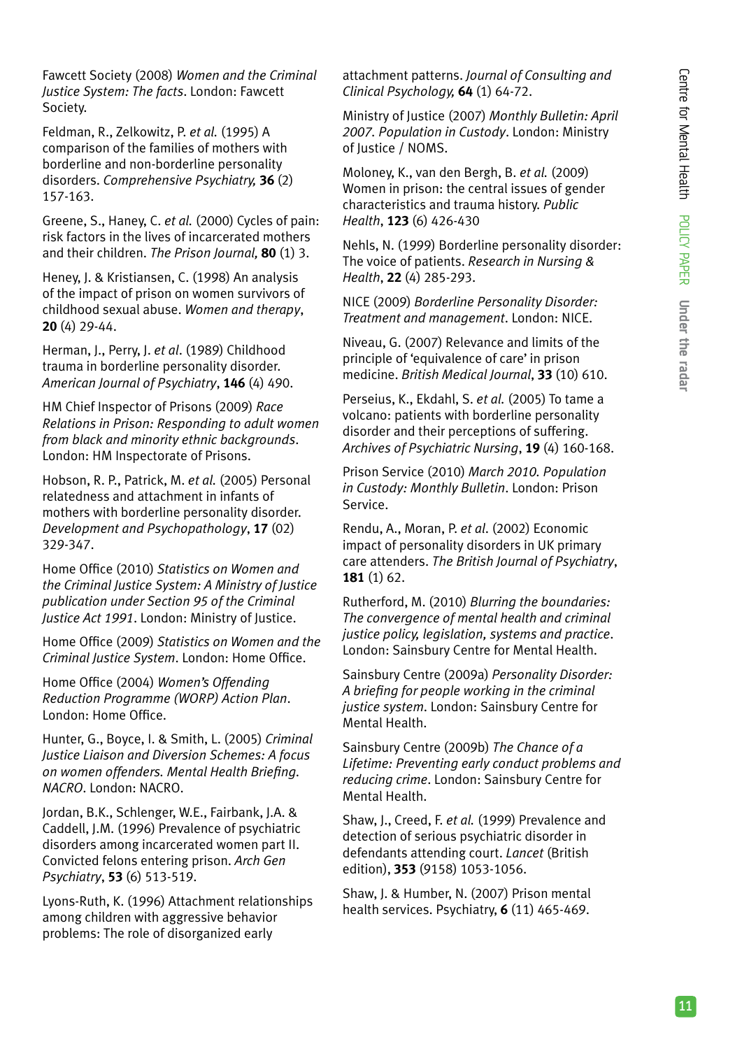Fawcett Society (2008) *Women and the Criminal Justice System: The facts*. London: Fawcett Society.

Feldman, R., Zelkowitz, P. *et al.* (1995) A comparison of the families of mothers with borderline and non-borderline personality disorders. *Comprehensive Psychiatry,* **36** (2) 157-163.

Greene, S., Haney, C. *et al.* (2000) Cycles of pain: risk factors in the lives of incarcerated mothers and their children. *The Prison Journal,* **80** (1) 3.

Heney, J. & Kristiansen, C. (1998) An analysis of the impact of prison on women survivors of childhood sexual abuse. *Women and therapy*, **20** (4) 29-44.

Herman, J., Perry, J. *et al*. (1989) Childhood trauma in borderline personality disorder. *American Journal of Psychiatry*, **146** (4) 490.

HM Chief Inspector of Prisons (2009) *Race Relations in Prison: Responding to adult women from black and minority ethnic backgrounds*. London: HM Inspectorate of Prisons.

Hobson, R. P., Patrick, M. *et al.* (2005) Personal relatedness and attachment in infants of mothers with borderline personality disorder. *Development and Psychopathology*, **17** (02) 329-347.

Home Office (2010) *Statistics on Women and the Criminal Justice System: A Ministry of Justice publication under Section 95 of the Criminal Justice Act 1991*. London: Ministry of Justice.

Home Office (2009) *Statistics on Women and the Criminal Justice System*. London: Home Office.

Home Office (2004) *Women's Offending Reduction Programme (WORP) Action Plan*. London: Home Office.

Hunter, G., Boyce, I. & Smith, L. (2005) *Criminal Justice Liaison and Diversion Schemes: A focus on women offenders. Mental Health Briefing. NACRO*. London: NACRO.

Jordan, B.K., Schlenger, W.E., Fairbank, J.A. & Caddell, J.M. (1996) Prevalence of psychiatric disorders among incarcerated women part II. Convicted felons entering prison. *Arch Gen Psychiatry*, **53** (6) 513-519.

Lyons-Ruth, K. (1996) Attachment relationships among children with aggressive behavior problems: The role of disorganized early attachment patterns. *Journal of Consulting and Clinical Psychology,* **64** (1) 64-72.

Ministry of Justice (2007) *Monthly Bulletin: April 2007. Population in Custody*. London: Ministry of Justice / NOMS.

Moloney, K., van den Bergh, B. *et al.* (2009) Women in prison: the central issues of gender characteristics and trauma history. *Public Health*, **123** (6) 426-430

Nehls, N. (1999) Borderline personality disorder: The voice of patients. *Research in Nursing & Health*, **22** (4) 285-293.

NICE (2009) *Borderline Personality Disorder: Treatment and management*. London: NICE.

Niveau, G. (2007) Relevance and limits of the principle of 'equivalence of care' in prison medicine. *British Medical Journal*, **33** (10) 610.

Perseius, K., Ekdahl, S. *et al.* (2005) To tame a volcano: patients with borderline personality disorder and their perceptions of suffering. *Archives of Psychiatric Nursing*, **19** (4) 160-168.

Prison Service (2010) *March 2010. Population in Custody: Monthly Bulletin*. London: Prison Service.

Rendu, A., Moran, P. *et al*. (2002) Economic impact of personality disorders in UK primary care attenders. *The British Journal of Psychiatry*, **181** (1) 62.

Rutherford, M. (2010) *Blurring the boundaries: The convergence of mental health and criminal justice policy, legislation, systems and practice*. London: Sainsbury Centre for Mental Health.

Sainsbury Centre (2009a) *Personality Disorder: A briefing for people working in the criminal justice system*. London: Sainsbury Centre for Mental Health.

Sainsbury Centre (2009b) *The Chance of a Lifetime: Preventing early conduct problems and reducing crime*. London: Sainsbury Centre for Mental Health.

Shaw, J., Creed, F. *et al.* (1999) Prevalence and detection of serious psychiatric disorder in defendants attending court. *Lancet* (British edition), **353** (9158) 1053-1056.

Shaw, J. & Humber, N. (2007) Prison mental health services. Psychiatry, **6** (11) 465-469.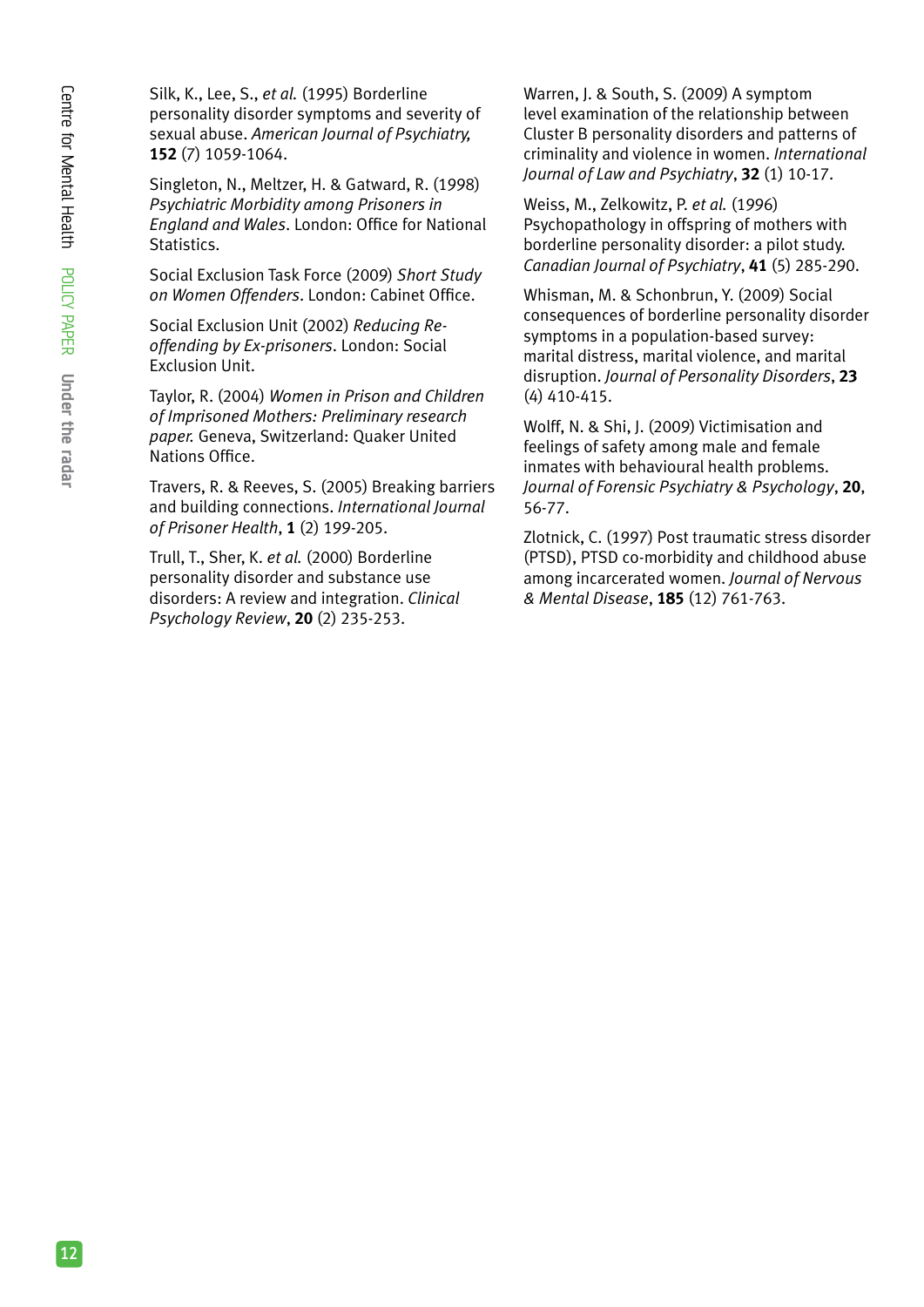Silk, K., Lee, S., *et al.* (1995) Borderline personality disorder symptoms and severity of sexual abuse. *American Journal of Psychiatry,* **152** (7) 1059-1064.

Singleton, N., Meltzer, H. & Gatward, R. (1998) *Psychiatric Morbidity among Prisoners in England and Wales*. London: Office for National Statistics.

Social Exclusion Task Force (2009) *Short Study on Women Offenders*. London: Cabinet Office.

Social Exclusion Unit (2002) *Reducing Re-offending by Ex-prisoners*. London: Social Exclusion Unit.

Taylor, R. (2004) *Women in Prison and Children of Imprisoned Mothers: Preliminary research paper.* Geneva, Switzerland: Quaker United Nations Office.

Travers, R. & Reeves, S. (2005) Breaking barriers and building connections. *International Journal of Prisoner Health*, **1** (2) 199-205.

Trull, T., Sher, K. *et al.* (2000) Borderline personality disorder and substance use disorders: A review and integration. *Clinical Psychology Review*, **20** (2) 235-253.

Warren, J. & South, S. (2009) A symptom level examination of the relationship between Cluster B personality disorders and patterns of criminality and violence in women. *International Journal of Law and Psychiatry*, **32** (1) 10-17.

Weiss, M., Zelkowitz, P. *et al.* (1996) Psychopathology in offspring of mothers with borderline personality disorder: a pilot study. *Canadian Journal of Psychiatry*, **41** (5) 285-290.

Whisman, M. & Schonbrun, Y. (2009) Social consequences of borderline personality disorder symptoms in a population-based survey: marital distress, marital violence, and marital disruption. *Journal of Personality Disorders*, **23** (4) 410-415.

Wolff, N. & Shi, J. (2009) Victimisation and feelings of safety among male and female inmates with behavioural health problems. *Journal of Forensic Psychiatry & Psychology*, **20**, 56-77.

Zlotnick, C. (1997) Post traumatic stress disorder (PTSD), PTSD co-morbidity and childhood abuse among incarcerated women. *Journal of Nervous & Mental Disease*, **185** (12) 761-763.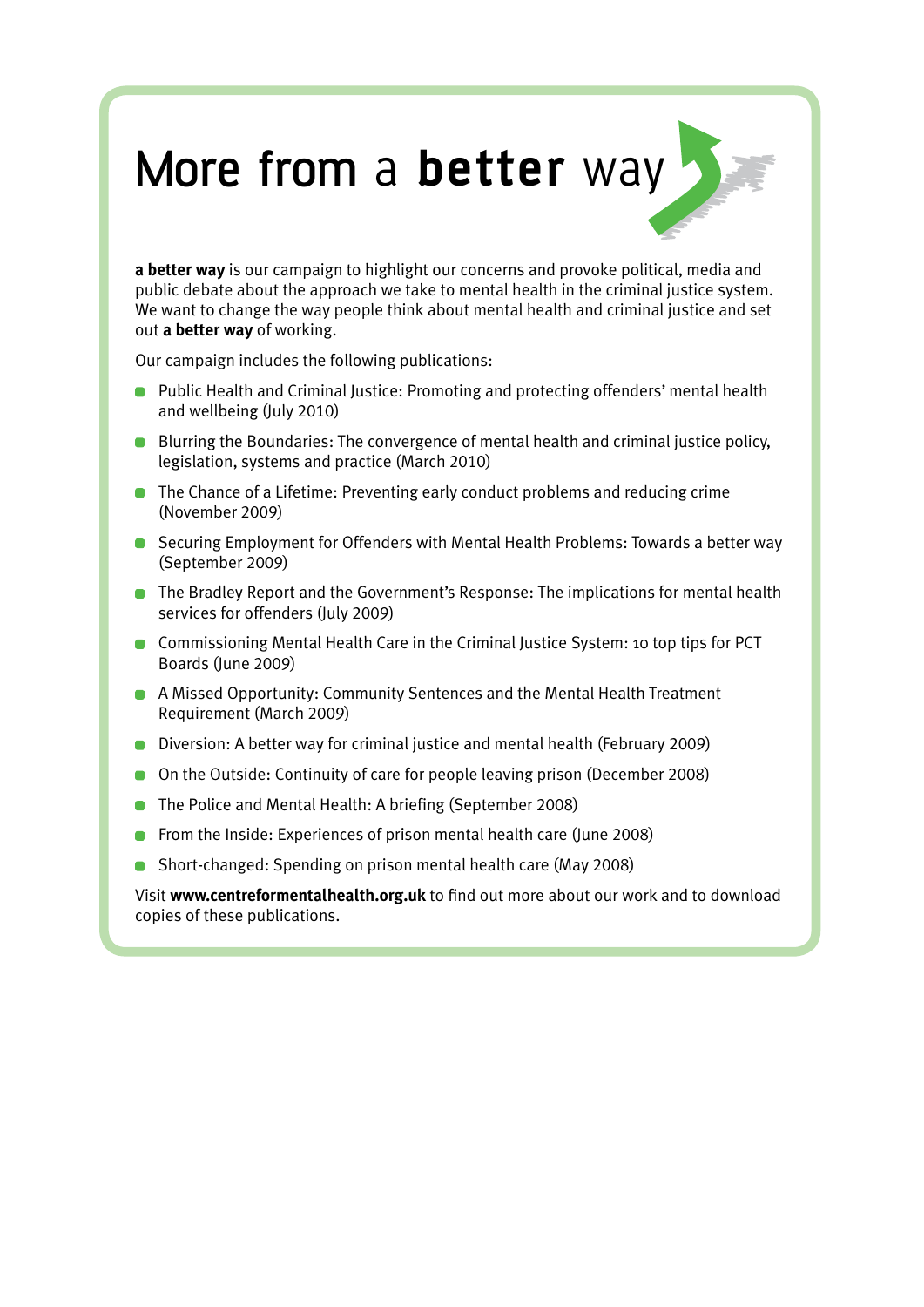# More from a **better** way

**a better way** is our campaign to highlight our concerns and provoke political, media and public debate about the approach we take to mental health in the criminal justice system. We want to change the way people think about mental health and criminal justice and set out **a better way** of working.

Our campaign includes the following publications:

- Public Health and Criminal Justice: Promoting and protecting offenders' mental health and wellbeing (July 2010)
- Blurring the Boundaries: The convergence of mental health and criminal justice policy, legislation, systems and practice (March 2010)
- The Chance of a Lifetime: Preventing early conduct problems and reducing crime (November 2009)
- Securing Employment for Offenders with Mental Health Problems: Towards a better way (September 2009)
- The Bradley Report and the Government's Response: The implications for mental health services for offenders (July 2009)
- Commissioning Mental Health Care in the Criminal Justice System: 10 top tips for PCT Boards (June 2009)
- A Missed Opportunity: Community Sentences and the Mental Health Treatment Requirement (March 2009)
- Diversion: A better way for criminal justice and mental health (February 2009)
- On the Outside: Continuity of care for people leaving prison (December 2008)
- The Police and Mental Health: A briefing (September 2008)
- From the Inside: Experiences of prison mental health care (June 2008)
- Short-changed: Spending on prison mental health care (May 2008)

Visit **www.centreformentalhealth.org.uk** to find out more about our work and to download copies of these publications.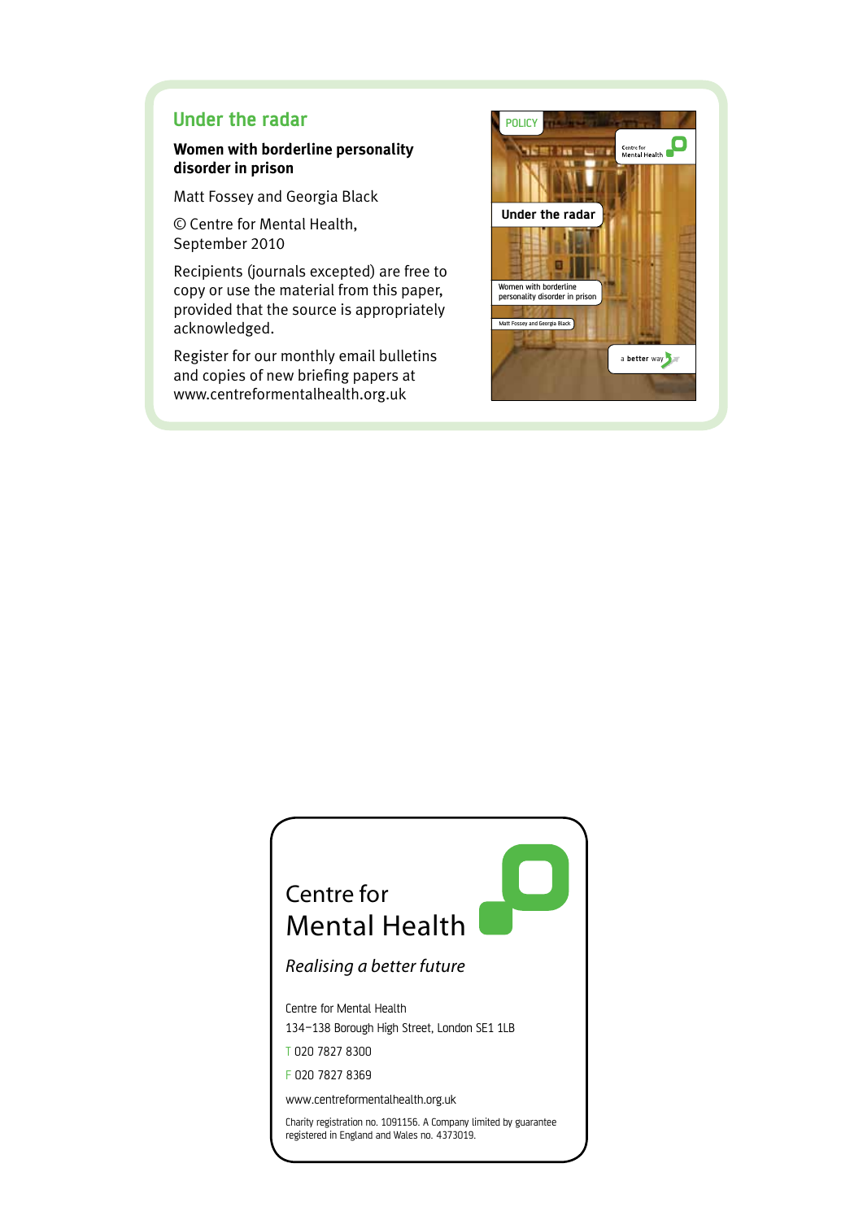## Under the radar

**Women with borderline personality disorder in prison**

Matt Fossey and Georgia Black

© Centre for Mental Health, September 2010

Recipients (journals excepted) are free to copy or use the material from this paper, provided that the source is appropriately acknowledged.

Register for our monthly email bulletins and copies of new briefing papers at www.centreformentalhealth.org.uk

POLICY

Centre for Mental Health

Under the radar

Women with borderline personality disorder in prison

Matt Fossey and Georgia Black

a better way

Centre for Mental Health

*Realising a better future*

Centre for Mental Health
134–138 Borough High Street, London SE1 1LB
T 020 7827 8300
F 020 7827 8369
www.centreformentalhealth.org.uk

Charity registration no. 1091156. A Company limited by guarantee registered in England and Wales no. 4373019.